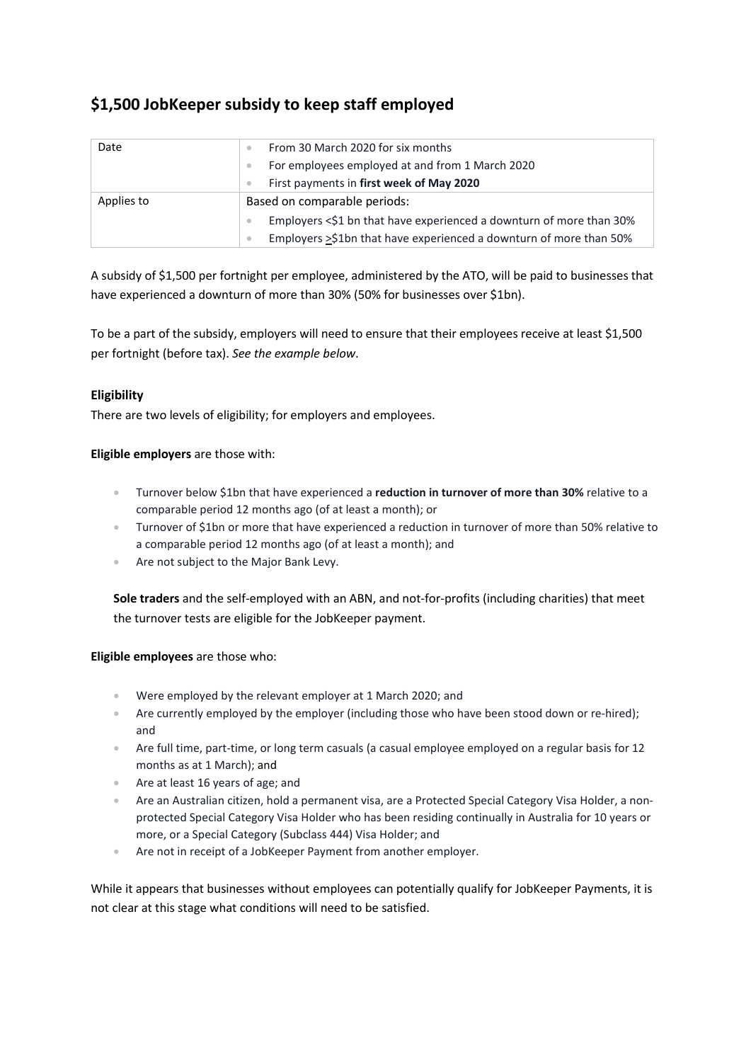## $1,500 JobKeeper subsidy to keep staff employed

| Date | <ul><li>From 30 March 2020 for six months</li><li>For employees employed at and from 1 March 2020</li><li>First payments in **first week of May 2020**</li></ul> |
|---|---|
| Applies to | Based on comparable periods:<ul><li>Employers <$1 bn that have experienced a downturn of more than 30%</li><li>Employers ≥$1bn that have experienced a downturn of more than 50%</li></ul> |

A subsidy of $1,500 per fortnight per employee, administered by the ATO, will be paid to businesses that have experienced a downturn of more than 30% (50% for businesses over $1bn).

To be a part of the subsidy, employers will need to ensure that their employees receive at least $1,500 per fortnight (before tax). *See the example below*.

**Eligibility**

There are two levels of eligibility; for employers and employees.

**Eligible employers** are those with:

- Turnover below $1bn that have experienced a **reduction in turnover of more than 30%** relative to a comparable period 12 months ago (of at least a month); or
- Turnover of $1bn or more that have experienced a reduction in turnover of more than 50% relative to a comparable period 12 months ago (of at least a month); and
- Are not subject to the Major Bank Levy.

**Sole traders** and the self-employed with an ABN, and not-for-profits (including charities) that meet the turnover tests are eligible for the JobKeeper payment.

**Eligible employees** are those who:

- Were employed by the relevant employer at 1 March 2020; and
- Are currently employed by the employer (including those who have been stood down or re-hired); and
- Are full time, part-time, or long term casuals (a casual employee employed on a regular basis for 12 months as at 1 March); and
- Are at least 16 years of age; and
- Are an Australian citizen, hold a permanent visa, are a Protected Special Category Visa Holder, a non-protected Special Category Visa Holder who has been residing continually in Australia for 10 years or more, or a Special Category (Subclass 444) Visa Holder; and
- Are not in receipt of a JobKeeper Payment from another employer.

While it appears that businesses without employees can potentially qualify for JobKeeper Payments, it is not clear at this stage what conditions will need to be satisfied.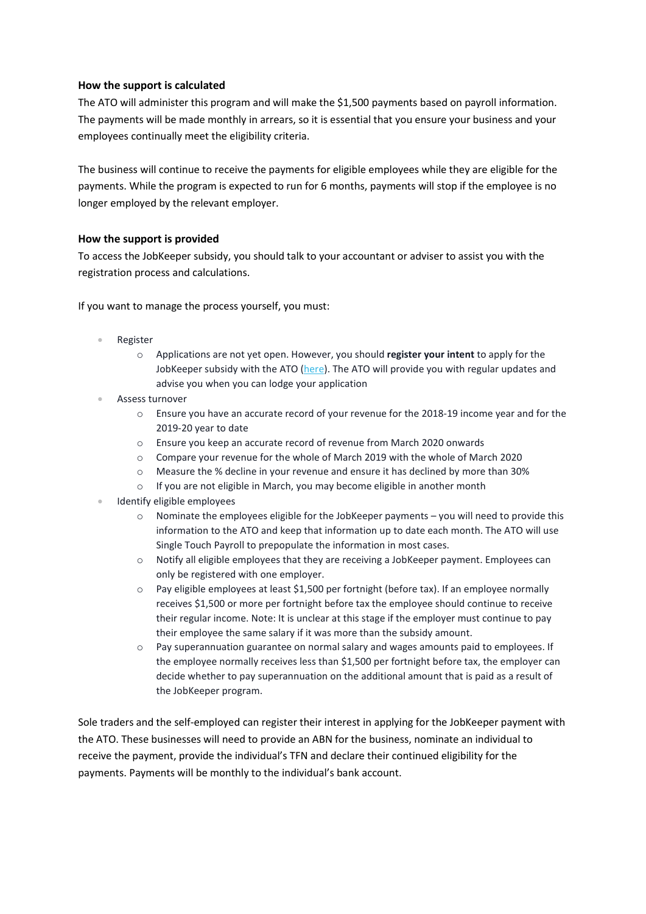**How the support is calculated**

The ATO will administer this program and will make the $1,500 payments based on payroll information. The payments will be made monthly in arrears, so it is essential that you ensure your business and your employees continually meet the eligibility criteria.

The business will continue to receive the payments for eligible employees while they are eligible for the payments. While the program is expected to run for 6 months, payments will stop if the employee is no longer employed by the relevant employer.

**How the support is provided**

To access the JobKeeper subsidy, you should talk to your accountant or adviser to assist you with the registration process and calculations.

If you want to manage the process yourself, you must:

- Register
  - Applications are not yet open. However, you should **register your intent** to apply for the JobKeeper subsidy with the ATO (here). The ATO will provide you with regular updates and advise you when you can lodge your application
- Assess turnover
  - Ensure you have an accurate record of your revenue for the 2018-19 income year and for the 2019-20 year to date
  - Ensure you keep an accurate record of revenue from March 2020 onwards
  - Compare your revenue for the whole of March 2019 with the whole of March 2020
  - Measure the % decline in your revenue and ensure it has declined by more than 30%
  - If you are not eligible in March, you may become eligible in another month
- Identify eligible employees
  - Nominate the employees eligible for the JobKeeper payments – you will need to provide this information to the ATO and keep that information up to date each month. The ATO will use Single Touch Payroll to prepopulate the information in most cases.
  - Notify all eligible employees that they are receiving a JobKeeper payment. Employees can only be registered with one employer.
  - Pay eligible employees at least $1,500 per fortnight (before tax). If an employee normally receives $1,500 or more per fortnight before tax the employee should continue to receive their regular income. Note: It is unclear at this stage if the employer must continue to pay their employee the same salary if it was more than the subsidy amount.
  - Pay superannuation guarantee on normal salary and wages amounts paid to employees. If the employee normally receives less than $1,500 per fortnight before tax, the employer can decide whether to pay superannuation on the additional amount that is paid as a result of the JobKeeper program.

Sole traders and the self-employed can register their interest in applying for the JobKeeper payment with the ATO. These businesses will need to provide an ABN for the business, nominate an individual to receive the payment, provide the individual's TFN and declare their continued eligibility for the payments. Payments will be monthly to the individual's bank account.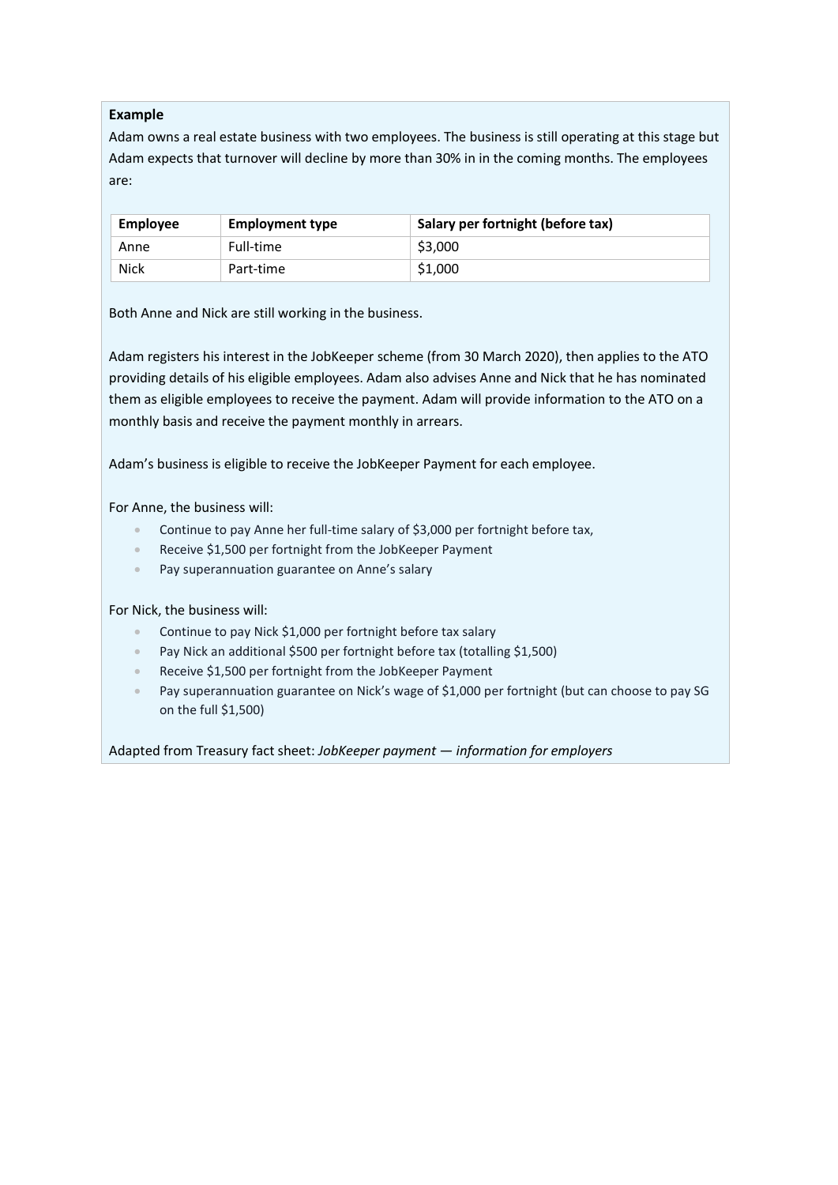**Example**

Adam owns a real estate business with two employees. The business is still operating at this stage but Adam expects that turnover will decline by more than 30% in in the coming months. The employees are:

| Employee | Employment type | Salary per fortnight (before tax) |
|---|---|---|
| Anne | Full-time | $3,000 |
| Nick | Part-time | $1,000 |

Both Anne and Nick are still working in the business.

Adam registers his interest in the JobKeeper scheme (from 30 March 2020), then applies to the ATO providing details of his eligible employees. Adam also advises Anne and Nick that he has nominated them as eligible employees to receive the payment. Adam will provide information to the ATO on a monthly basis and receive the payment monthly in arrears.

Adam's business is eligible to receive the JobKeeper Payment for each employee.

For Anne, the business will:

- Continue to pay Anne her full-time salary of $3,000 per fortnight before tax,
- Receive $1,500 per fortnight from the JobKeeper Payment
- Pay superannuation guarantee on Anne's salary

For Nick, the business will:

- Continue to pay Nick $1,000 per fortnight before tax salary
- Pay Nick an additional $500 per fortnight before tax (totalling $1,500)
- Receive $1,500 per fortnight from the JobKeeper Payment
- Pay superannuation guarantee on Nick's wage of $1,000 per fortnight (but can choose to pay SG on the full $1,500)

Adapted from Treasury fact sheet: *JobKeeper payment — information for employers*